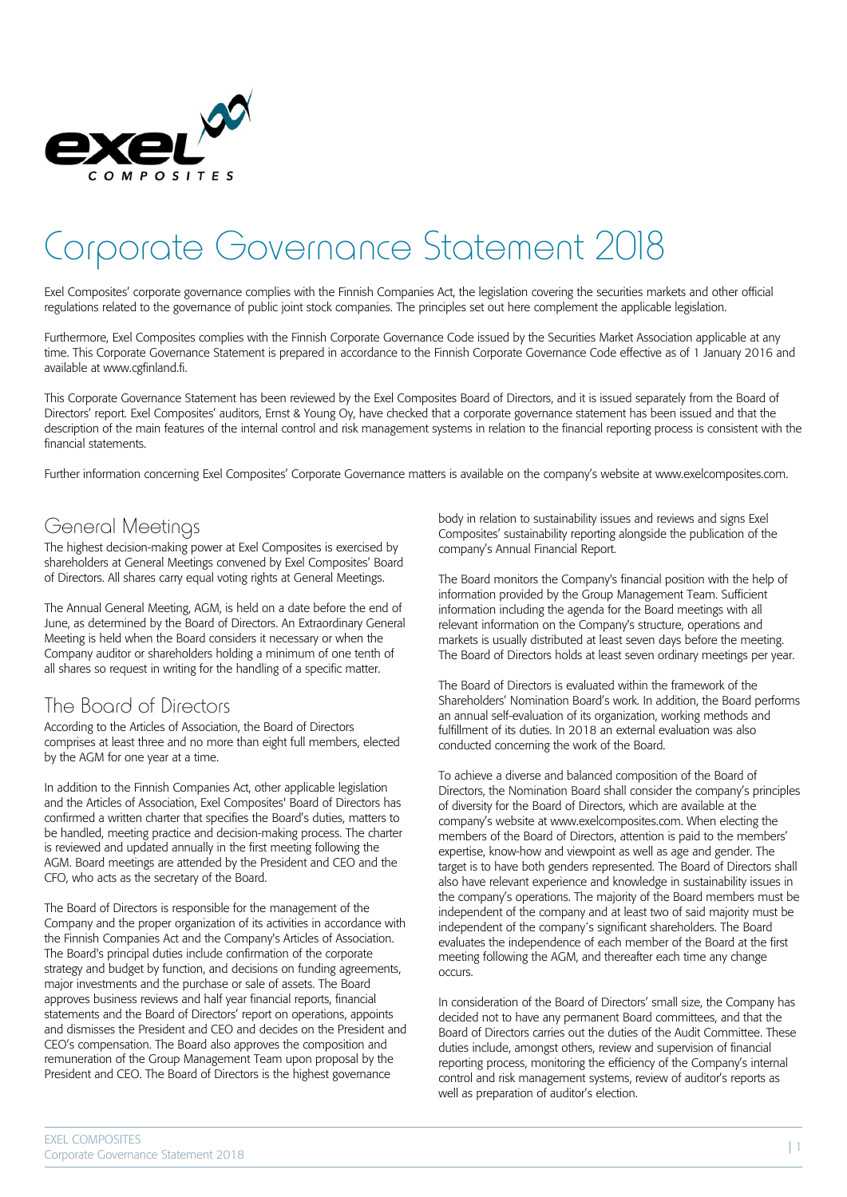# Corporate Governance Statement 2018

Exel Composites' corporate governance complies with the Finnish Companies Act, the legislation covering the securities markets and other official regulations related to the governance of public joint stock companies. The principles set out here complement the applicable legislation.

Furthermore, Exel Composites complies with the Finnish Corporate Governance Code issued by the Securities Market Association applicable at any time. This Corporate Governance Statement is prepared in accordance to the Finnish Corporate Governance Code effective as of 1 January 2016 and available at www.cgfinland.fi.

This Corporate Governance Statement has been reviewed by the Exel Composites Board of Directors, and it is issued separately from the Board of Directors' report. Exel Composites' auditors, Ernst & Young Oy, have checked that a corporate governance statement has been issued and that the description of the main features of the internal control and risk management systems in relation to the financial reporting process is consistent with the financial statements.

Further information concerning Exel Composites' Corporate Governance matters is available on the company's website at www.exelcomposites.com.

## General Meetings

The highest decision-making power at Exel Composites is exercised by shareholders at General Meetings convened by Exel Composites' Board of Directors. All shares carry equal voting rights at General Meetings.

The Annual General Meeting, AGM, is held on a date before the end of June, as determined by the Board of Directors. An Extraordinary General Meeting is held when the Board considers it necessary or when the Company auditor or shareholders holding a minimum of one tenth of all shares so request in writing for the handling of a specific matter.

## The Board of Directors

According to the Articles of Association, the Board of Directors comprises at least three and no more than eight full members, elected by the AGM for one year at a time.

In addition to the Finnish Companies Act, other applicable legislation and the Articles of Association, Exel Composites' Board of Directors has confirmed a written charter that specifies the Board's duties, matters to be handled, meeting practice and decision-making process. The charter is reviewed and updated annually in the first meeting following the AGM. Board meetings are attended by the President and CEO and the CFO, who acts as the secretary of the Board.

The Board of Directors is responsible for the management of the Company and the proper organization of its activities in accordance with the Finnish Companies Act and the Company's Articles of Association. The Board's principal duties include confirmation of the corporate strategy and budget by function, and decisions on funding agreements, major investments and the purchase or sale of assets. The Board approves business reviews and half year financial reports, financial statements and the Board of Directors' report on operations, appoints and dismisses the President and CEO and decides on the President and CEO's compensation. The Board also approves the composition and remuneration of the Group Management Team upon proposal by the President and CEO. The Board of Directors is the highest governance body in relation to sustainability issues and reviews and signs Exel Composites' sustainability reporting alongside the publication of the company's Annual Financial Report.

The Board monitors the Company's financial position with the help of information provided by the Group Management Team. Sufficient information including the agenda for the Board meetings with all relevant information on the Company's structure, operations and markets is usually distributed at least seven days before the meeting. The Board of Directors holds at least seven ordinary meetings per year.

The Board of Directors is evaluated within the framework of the Shareholders' Nomination Board's work. In addition, the Board performs an annual self-evaluation of its organization, working methods and fulfillment of its duties. In 2018 an external evaluation was also conducted concerning the work of the Board.

To achieve a diverse and balanced composition of the Board of Directors, the Nomination Board shall consider the company's principles of diversity for the Board of Directors, which are available at the company's website at www.exelcomposites.com. When electing the members of the Board of Directors, attention is paid to the members' expertise, know-how and viewpoint as well as age and gender. The target is to have both genders represented. The Board of Directors shall also have relevant experience and knowledge in sustainability issues in the company's operations. The majority of the Board members must be independent of the company and at least two of said majority must be independent of the company´s significant shareholders. The Board evaluates the independence of each member of the Board at the first meeting following the AGM, and thereafter each time any change occurs.

In consideration of the Board of Directors' small size, the Company has decided not to have any permanent Board committees, and that the Board of Directors carries out the duties of the Audit Committee. These duties include, amongst others, review and supervision of financial reporting process, monitoring the efficiency of the Company's internal control and risk management systems, review of auditor's reports as well as preparation of auditor's election.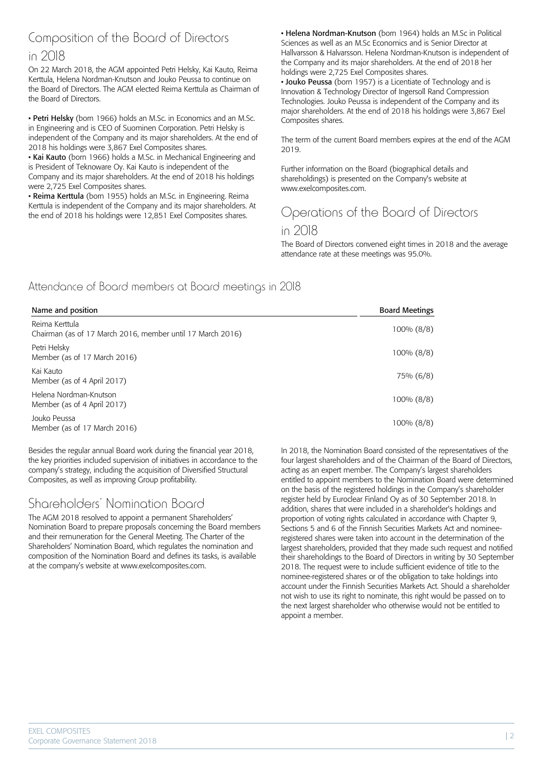## Composition of the Board of Directors in 2018

On 22 March 2018, the AGM appointed Petri Helsky, Kai Kauto, Reima Kerttula, Helena Nordman-Knutson and Jouko Peussa to continue on the Board of Directors. The AGM elected Reima Kerttula as Chairman of the Board of Directors.

- **Petri Helsky** (born 1966) holds an M.Sc. in Economics and an M.Sc. in Engineering and is CEO of Suominen Corporation. Petri Helsky is independent of the Company and its major shareholders. At the end of 2018 his holdings were 3,867 Exel Composites shares.
- **Kai Kauto** (born 1966) holds a M.Sc. in Mechanical Engineering and is President of Teknoware Oy. Kai Kauto is independent of the Company and its major shareholders. At the end of 2018 his holdings were 2,725 Exel Composites shares.
- **Reima Kerttula** (born 1955) holds an M.Sc. in Engineering. Reima Kerttula is independent of the Company and its major shareholders. At the end of 2018 his holdings were 12,851 Exel Composites shares.
- **Helena Nordman-Knutson** (born 1964) holds an M.Sc in Political Sciences as well as an M.Sc Economics and is Senior Director at Hallvarsson & Halvarsson. Helena Nordman-Knutson is independent of the Company and its major shareholders. At the end of 2018 her holdings were 2,725 Exel Composites shares.
- **Jouko Peussa** (born 1957) is a Licentiate of Technology and is Innovation & Technology Director of Ingersoll Rand Compression Technologies. Jouko Peussa is independent of the Company and its major shareholders. At the end of 2018 his holdings were 3,867 Exel Composites shares.

The term of the current Board members expires at the end of the AGM 2019.

Further information on the Board (biographical details and shareholdings) is presented on the Company's website at www.exelcomposites.com.

## Operations of the Board of Directors in 2018

The Board of Directors convened eight times in 2018 and the average attendance rate at these meetings was 95.0%.

### Attendance of Board members at Board meetings in 2018

| Name and position | Board Meetings |
|---|---|
| Reima Kerttula<br>Chairman (as of 17 March 2016, member until 17 March 2016) | 100% (8/8) |
| Petri Helsky<br>Member (as of 17 March 2016) | 100% (8/8) |
| Kai Kauto<br>Member (as of 4 April 2017) | 75% (6/8) |
| Helena Nordman-Knutson<br>Member (as of 4 April 2017) | 100% (8/8) |
| Jouko Peussa<br>Member (as of 17 March 2016) | 100% (8/8) |

Besides the regular annual Board work during the financial year 2018, the key priorities included supervision of initiatives in accordance to the company's strategy, including the acquisition of Diversified Structural Composites, as well as improving Group profitability.

## Shareholders' Nomination Board

The AGM 2018 resolved to appoint a permanent Shareholders' Nomination Board to prepare proposals concerning the Board members and their remuneration for the General Meeting. The Charter of the Shareholders' Nomination Board, which regulates the nomination and composition of the Nomination Board and defines its tasks, is available at the company's website at www.exelcomposites.com.

In 2018, the Nomination Board consisted of the representatives of the four largest shareholders and of the Chairman of the Board of Directors, acting as an expert member. The Company's largest shareholders entitled to appoint members to the Nomination Board were determined on the basis of the registered holdings in the Company's shareholder register held by Euroclear Finland Oy as of 30 September 2018. In addition, shares that were included in a shareholder's holdings and proportion of voting rights calculated in accordance with Chapter 9, Sections 5 and 6 of the Finnish Securities Markets Act and nominee-registered shares were taken into account in the determination of the largest shareholders, provided that they made such request and notified their shareholdings to the Board of Directors in writing by 30 September 2018. The request were to include sufficient evidence of title to the nominee-registered shares or of the obligation to take holdings into account under the Finnish Securities Markets Act. Should a shareholder not wish to use its right to nominate, this right would be passed on to the next largest shareholder who otherwise would not be entitled to appoint a member.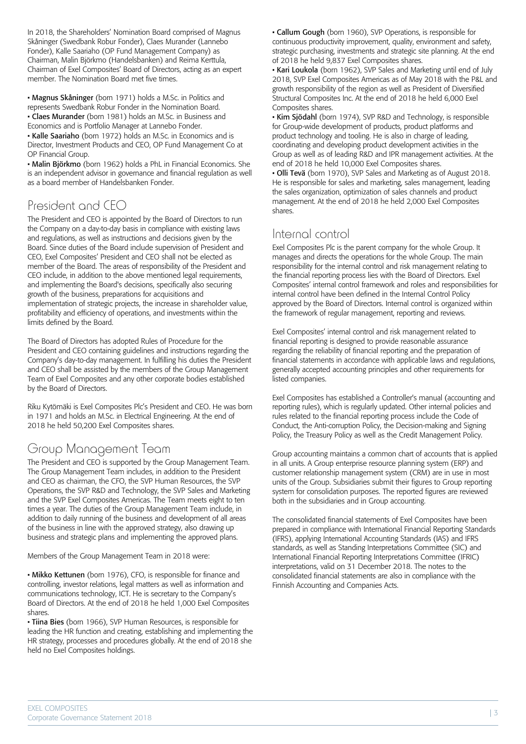In 2018, the Shareholders' Nomination Board comprised of Magnus Skåninger (Swedbank Robur Fonder), Claes Murander (Lannebo Fonder), Kalle Saariaho (OP Fund Management Company) as Chairman, Malin Björkmo (Handelsbanken) and Reima Kerttula, Chairman of Exel Composites' Board of Directors, acting as an expert member. The Nomination Board met five times.

- **Magnus Skåninger** (born 1971) holds a M.Sc. in Politics and represents Swedbank Robur Fonder in the Nomination Board.
- **Claes Murander** (born 1981) holds an M.Sc. in Business and Economics and is Portfolio Manager at Lannebo Fonder.
- **Kalle Saariaho** (born 1972) holds an M.Sc. in Economics and is Director, Investment Products and CEO, OP Fund Management Co at OP Financial Group.
- **Malin Björkmo** (born 1962) holds a PhL in Financial Economics. She is an independent advisor in governance and financial regulation as well as a board member of Handelsbanken Fonder.

## President and CEO

The President and CEO is appointed by the Board of Directors to run the Company on a day-to-day basis in compliance with existing laws and regulations, as well as instructions and decisions given by the Board. Since duties of the Board include supervision of President and CEO, Exel Composites' President and CEO shall not be elected as member of the Board. The areas of responsibility of the President and CEO include, in addition to the above mentioned legal requirements, and implementing the Board's decisions, specifically also securing growth of the business, preparations for acquisitions and implementation of strategic projects, the increase in shareholder value, profitability and efficiency of operations, and investments within the limits defined by the Board.

The Board of Directors has adopted Rules of Procedure for the President and CEO containing guidelines and instructions regarding the Company's day-to-day management. In fulfilling his duties the President and CEO shall be assisted by the members of the Group Management Team of Exel Composites and any other corporate bodies established by the Board of Directors.

Riku Kytömäki is Exel Composites Plc's President and CEO. He was born in 1971 and holds an M.Sc. in Electrical Engineering. At the end of 2018 he held 50,200 Exel Composites shares.

## Group Management Team

The President and CEO is supported by the Group Management Team. The Group Management Team includes, in addition to the President and CEO as chairman, the CFO, the SVP Human Resources, the SVP Operations, the SVP R&D and Technology, the SVP Sales and Marketing and the SVP Exel Composites Americas. The Team meets eight to ten times a year. The duties of the Group Management Team include, in addition to daily running of the business and development of all areas of the business in line with the approved strategy, also drawing up business and strategic plans and implementing the approved plans.

Members of the Group Management Team in 2018 were:

- **Mikko Kettunen** (born 1976), CFO, is responsible for finance and controlling, investor relations, legal matters as well as information and communications technology, ICT. He is secretary to the Company's Board of Directors. At the end of 2018 he held 1,000 Exel Composites shares.
- **Tiina Bies** (born 1966), SVP Human Resources, is responsible for leading the HR function and creating, establishing and implementing the HR strategy, processes and procedures globally. At the end of 2018 she held no Exel Composites holdings.
- **Callum Gough** (born 1960), SVP Operations, is responsible for continuous productivity improvement, quality, environment and safety, strategic purchasing, investments and strategic site planning. At the end of 2018 he held 9,837 Exel Composites shares.
- **Kari Loukola** (born 1962), SVP Sales and Marketing until end of July 2018, SVP Exel Composites Americas as of May 2018 with the P&L and growth responsibility of the region as well as President of Diversified Structural Composites Inc. At the end of 2018 he held 6,000 Exel Composites shares.
- **Kim Sjödahl** (born 1974), SVP R&D and Technology, is responsible for Group-wide development of products, product platforms and product technology and tooling. He is also in charge of leading, coordinating and developing product development activities in the Group as well as of leading R&D and IPR management activities. At the end of 2018 he held 10,000 Exel Composites shares.
- **Olli Tevä** (born 1970), SVP Sales and Marketing as of August 2018. He is responsible for sales and marketing, sales management, leading the sales organization, optimization of sales channels and product management. At the end of 2018 he held 2,000 Exel Composites shares.

## Internal control

Exel Composites Plc is the parent company for the whole Group. It manages and directs the operations for the whole Group. The main responsibility for the internal control and risk management relating to the financial reporting process lies with the Board of Directors. Exel Composites' internal control framework and roles and responsibilities for internal control have been defined in the Internal Control Policy approved by the Board of Directors. Internal control is organized within the framework of regular management, reporting and reviews.

Exel Composites' internal control and risk management related to financial reporting is designed to provide reasonable assurance regarding the reliability of financial reporting and the preparation of financial statements in accordance with applicable laws and regulations, generally accepted accounting principles and other requirements for listed companies.

Exel Composites has established a Controller's manual (accounting and reporting rules), which is regularly updated. Other internal policies and rules related to the financial reporting process include the Code of Conduct, the Anti-corruption Policy, the Decision-making and Signing Policy, the Treasury Policy as well as the Credit Management Policy.

Group accounting maintains a common chart of accounts that is applied in all units. A Group enterprise resource planning system (ERP) and customer relationship management system (CRM) are in use in most units of the Group. Subsidiaries submit their figures to Group reporting system for consolidation purposes. The reported figures are reviewed both in the subsidiaries and in Group accounting.

The consolidated financial statements of Exel Composites have been prepared in compliance with International Financial Reporting Standards (IFRS), applying International Accounting Standards (IAS) and IFRS standards, as well as Standing Interpretations Committee (SIC) and International Financial Reporting Interpretations Committee (IFRIC) interpretations, valid on 31 December 2018. The notes to the consolidated financial statements are also in compliance with the Finnish Accounting and Companies Acts.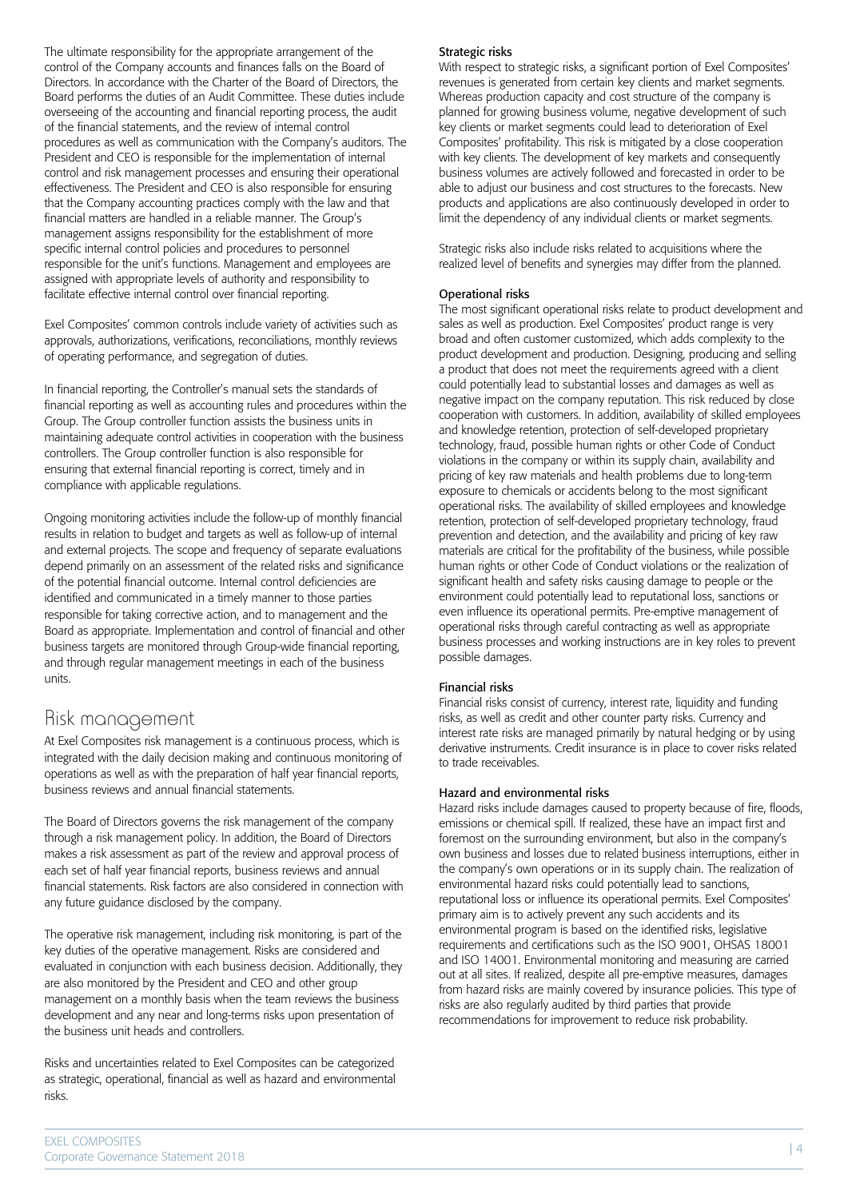The ultimate responsibility for the appropriate arrangement of the control of the Company accounts and finances falls on the Board of Directors. In accordance with the Charter of the Board of Directors, the Board performs the duties of an Audit Committee. These duties include overseeing of the accounting and financial reporting process, the audit of the financial statements, and the review of internal control procedures as well as communication with the Company's auditors. The President and CEO is responsible for the implementation of internal control and risk management processes and ensuring their operational effectiveness. The President and CEO is also responsible for ensuring that the Company accounting practices comply with the law and that financial matters are handled in a reliable manner. The Group's management assigns responsibility for the establishment of more specific internal control policies and procedures to personnel responsible for the unit's functions. Management and employees are assigned with appropriate levels of authority and responsibility to facilitate effective internal control over financial reporting.

Exel Composites' common controls include variety of activities such as approvals, authorizations, verifications, reconciliations, monthly reviews of operating performance, and segregation of duties.

In financial reporting, the Controller's manual sets the standards of financial reporting as well as accounting rules and procedures within the Group. The Group controller function assists the business units in maintaining adequate control activities in cooperation with the business controllers. The Group controller function is also responsible for ensuring that external financial reporting is correct, timely and in compliance with applicable regulations.

Ongoing monitoring activities include the follow-up of monthly financial results in relation to budget and targets as well as follow-up of internal and external projects. The scope and frequency of separate evaluations depend primarily on an assessment of the related risks and significance of the potential financial outcome. Internal control deficiencies are identified and communicated in a timely manner to those parties responsible for taking corrective action, and to management and the Board as appropriate. Implementation and control of financial and other business targets are monitored through Group-wide financial reporting, and through regular management meetings in each of the business units.

## Risk management

At Exel Composites risk management is a continuous process, which is integrated with the daily decision making and continuous monitoring of operations as well as with the preparation of half year financial reports, business reviews and annual financial statements.

The Board of Directors governs the risk management of the company through a risk management policy. In addition, the Board of Directors makes a risk assessment as part of the review and approval process of each set of half year financial reports, business reviews and annual financial statements. Risk factors are also considered in connection with any future guidance disclosed by the company.

The operative risk management, including risk monitoring, is part of the key duties of the operative management. Risks are considered and evaluated in conjunction with each business decision. Additionally, they are also monitored by the President and CEO and other group management on a monthly basis when the team reviews the business development and any near and long-terms risks upon presentation of the business unit heads and controllers.

Risks and uncertainties related to Exel Composites can be categorized as strategic, operational, financial as well as hazard and environmental risks.

### Strategic risks

With respect to strategic risks, a significant portion of Exel Composites' revenues is generated from certain key clients and market segments. Whereas production capacity and cost structure of the company is planned for growing business volume, negative development of such key clients or market segments could lead to deterioration of Exel Composites' profitability. This risk is mitigated by a close cooperation with key clients. The development of key markets and consequently business volumes are actively followed and forecasted in order to be able to adjust our business and cost structures to the forecasts. New products and applications are also continuously developed in order to limit the dependency of any individual clients or market segments.

Strategic risks also include risks related to acquisitions where the realized level of benefits and synergies may differ from the planned.

### Operational risks

The most significant operational risks relate to product development and sales as well as production. Exel Composites' product range is very broad and often customer customized, which adds complexity to the product development and production. Designing, producing and selling a product that does not meet the requirements agreed with a client could potentially lead to substantial losses and damages as well as negative impact on the company reputation. This risk reduced by close cooperation with customers. In addition, availability of skilled employees and knowledge retention, protection of self-developed proprietary technology, fraud, possible human rights or other Code of Conduct violations in the company or within its supply chain, availability and pricing of key raw materials and health problems due to long-term exposure to chemicals or accidents belong to the most significant operational risks. The availability of skilled employees and knowledge retention, protection of self-developed proprietary technology, fraud prevention and detection, and the availability and pricing of key raw materials are critical for the profitability of the business, while possible human rights or other Code of Conduct violations or the realization of significant health and safety risks causing damage to people or the environment could potentially lead to reputational loss, sanctions or even influence its operational permits. Pre-emptive management of operational risks through careful contracting as well as appropriate business processes and working instructions are in key roles to prevent possible damages.

### Financial risks

Financial risks consist of currency, interest rate, liquidity and funding risks, as well as credit and other counter party risks. Currency and interest rate risks are managed primarily by natural hedging or by using derivative instruments. Credit insurance is in place to cover risks related to trade receivables.

### Hazard and environmental risks

Hazard risks include damages caused to property because of fire, floods, emissions or chemical spill. If realized, these have an impact first and foremost on the surrounding environment, but also in the company's own business and losses due to related business interruptions, either in the company's own operations or in its supply chain. The realization of environmental hazard risks could potentially lead to sanctions, reputational loss or influence its operational permits. Exel Composites' primary aim is to actively prevent any such accidents and its environmental program is based on the identified risks, legislative requirements and certifications such as the ISO 9001, OHSAS 18001 and ISO 14001. Environmental monitoring and measuring are carried out at all sites. If realized, despite all pre-emptive measures, damages from hazard risks are mainly covered by insurance policies. This type of risks are also regularly audited by third parties that provide recommendations for improvement to reduce risk probability.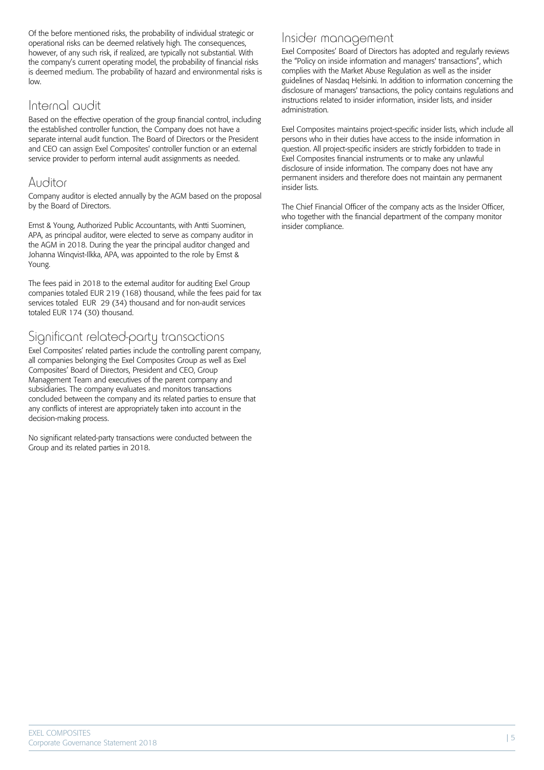Of the before mentioned risks, the probability of individual strategic or operational risks can be deemed relatively high. The consequences, however, of any such risk, if realized, are typically not substantial. With the company's current operating model, the probability of financial risks is deemed medium. The probability of hazard and environmental risks is low.

## Internal audit

Based on the effective operation of the group financial control, including the established controller function, the Company does not have a separate internal audit function. The Board of Directors or the President and CEO can assign Exel Composites' controller function or an external service provider to perform internal audit assignments as needed.

## Auditor

Company auditor is elected annually by the AGM based on the proposal by the Board of Directors.

Ernst & Young, Authorized Public Accountants, with Antti Suominen, APA, as principal auditor, were elected to serve as company auditor in the AGM in 2018. During the year the principal auditor changed and Johanna Winqvist-Ilkka, APA, was appointed to the role by Ernst & Young.

The fees paid in 2018 to the external auditor for auditing Exel Group companies totaled EUR 219 (168) thousand, while the fees paid for tax services totaled EUR 29 (34) thousand and for non-audit services totaled EUR 174 (30) thousand.

## Significant related-party transactions

Exel Composites' related parties include the controlling parent company, all companies belonging the Exel Composites Group as well as Exel Composites' Board of Directors, President and CEO, Group Management Team and executives of the parent company and subsidiaries. The company evaluates and monitors transactions concluded between the company and its related parties to ensure that any conflicts of interest are appropriately taken into account in the decision-making process.

No significant related-party transactions were conducted between the Group and its related parties in 2018.

## Insider management

Exel Composites' Board of Directors has adopted and regularly reviews the "Policy on inside information and managers' transactions", which complies with the Market Abuse Regulation as well as the insider guidelines of Nasdaq Helsinki. In addition to information concerning the disclosure of managers' transactions, the policy contains regulations and instructions related to insider information, insider lists, and insider administration.

Exel Composites maintains project-specific insider lists, which include all persons who in their duties have access to the inside information in question. All project-specific insiders are strictly forbidden to trade in Exel Composites financial instruments or to make any unlawful disclosure of inside information. The company does not have any permanent insiders and therefore does not maintain any permanent insider lists.

The Chief Financial Officer of the company acts as the Insider Officer, who together with the financial department of the company monitor insider compliance.